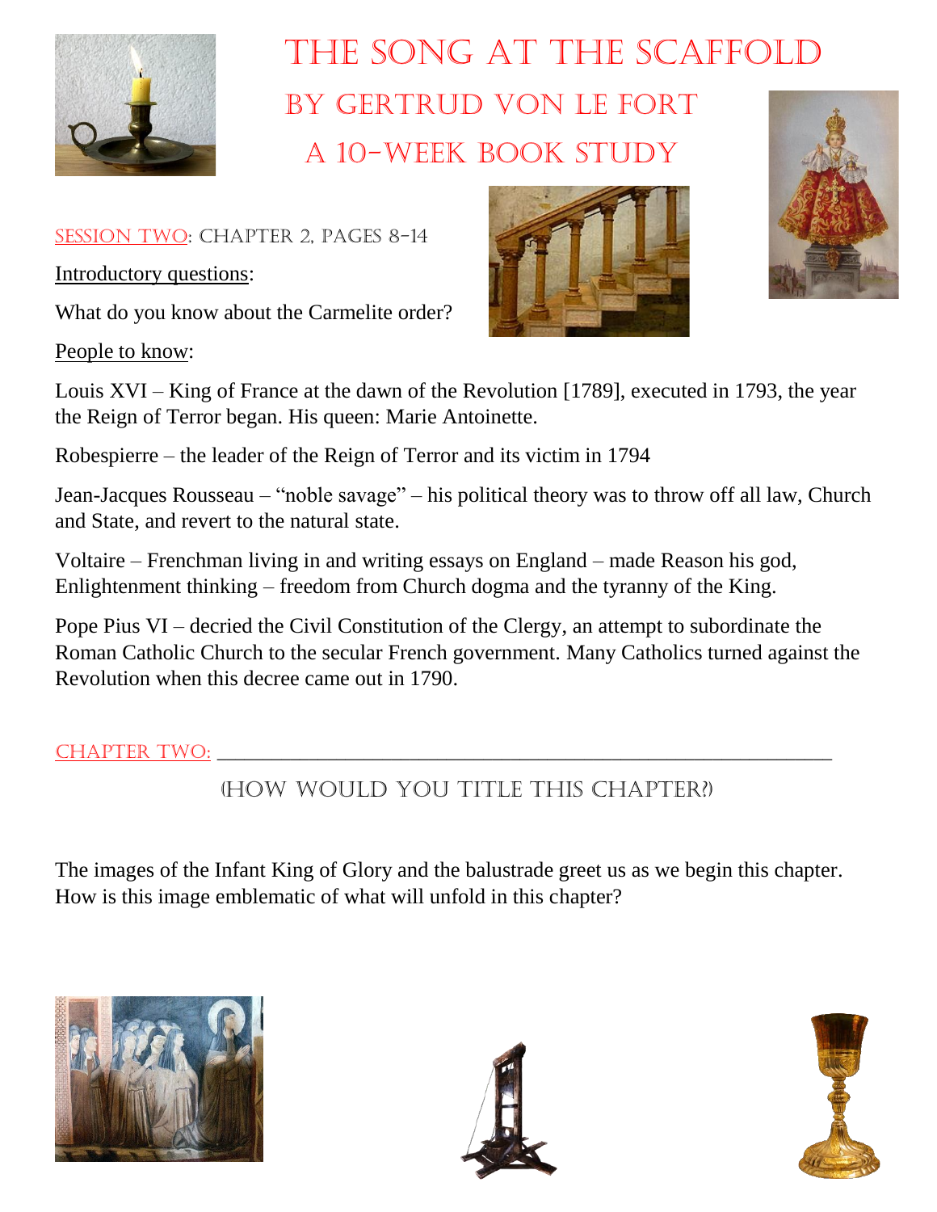# The Song at the Scaffold

## By Gertrud von le Fort

## A 10-Week Book Study

Session Two: Chapter 2, pages 8-14

Introductory questions:

What do you know about the Carmelite order?

People to know:

Louis XVI – King of France at the dawn of the Revolution [1789], executed in 1793, the year the Reign of Terror began. His queen: Marie Antoinette.

Robespierre – the leader of the Reign of Terror and its victim in 1794

Jean-Jacques Rousseau – "noble savage" – his political theory was to throw off all law, Church and State, and revert to the natural state.

Voltaire – Frenchman living in and writing essays on England – made Reason his god, Enlightenment thinking – freedom from Church dogma and the tyranny of the King.

Pope Pius VI – decried the Civil Constitution of the Clergy, an attempt to subordinate the Roman Catholic Church to the secular French government. Many Catholics turned against the Revolution when this decree came out in 1790.

Chapter Two: ____________________________________________________________

(How would you title this chapter?)

The images of the Infant King of Glory and the balustrade greet us as we begin this chapter. How is this image emblematic of what will unfold in this chapter?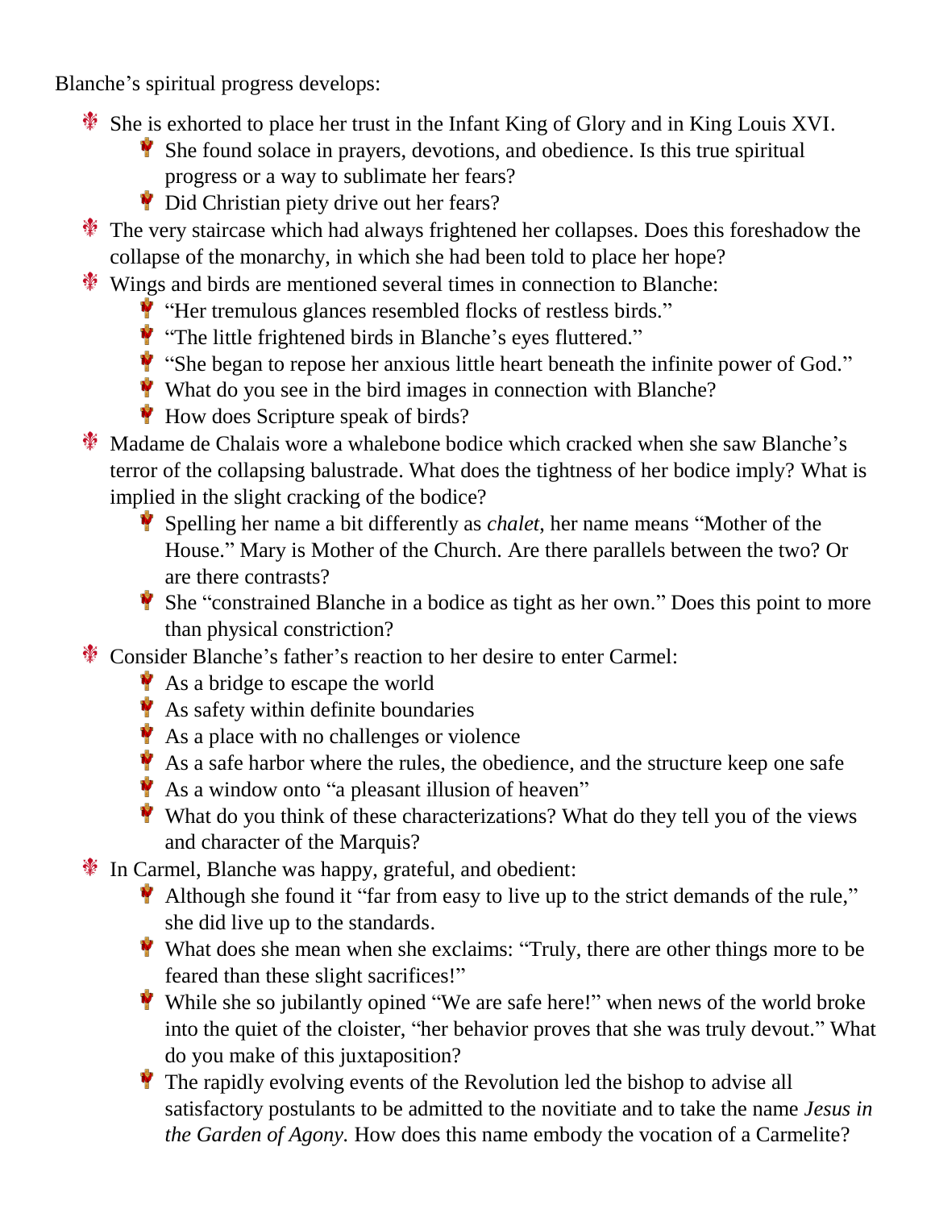Blanche's spiritual progress develops:

- She is exhorted to place her trust in the Infant King of Glory and in King Louis XVI.
  - She found solace in prayers, devotions, and obedience. Is this true spiritual progress or a way to sublimate her fears?
  - Did Christian piety drive out her fears?
- The very staircase which had always frightened her collapses. Does this foreshadow the collapse of the monarchy, in which she had been told to place her hope?
- Wings and birds are mentioned several times in connection to Blanche:
  - "Her tremulous glances resembled flocks of restless birds."
  - "The little frightened birds in Blanche's eyes fluttered."
  - "She began to repose her anxious little heart beneath the infinite power of God."
  - What do you see in the bird images in connection with Blanche?
  - How does Scripture speak of birds?
- Madame de Chalais wore a whalebone bodice which cracked when she saw Blanche's terror of the collapsing balustrade. What does the tightness of her bodice imply? What is implied in the slight cracking of the bodice?
  - Spelling her name a bit differently as *chalet*, her name means "Mother of the House." Mary is Mother of the Church. Are there parallels between the two? Or are there contrasts?
  - She "constrained Blanche in a bodice as tight as her own." Does this point to more than physical constriction?
- Consider Blanche's father's reaction to her desire to enter Carmel:
  - As a bridge to escape the world
  - As safety within definite boundaries
  - As a place with no challenges or violence
  - As a safe harbor where the rules, the obedience, and the structure keep one safe
  - As a window onto "a pleasant illusion of heaven"
  - What do you think of these characterizations? What do they tell you of the views and character of the Marquis?
- In Carmel, Blanche was happy, grateful, and obedient:
  - Although she found it "far from easy to live up to the strict demands of the rule," she did live up to the standards.
  - What does she mean when she exclaims: "Truly, there are other things more to be feared than these slight sacrifices!"
  - While she so jubilantly opined "We are safe here!" when news of the world broke into the quiet of the cloister, "her behavior proves that she was truly devout." What do you make of this juxtaposition?
  - The rapidly evolving events of the Revolution led the bishop to advise all satisfactory postulants to be admitted to the novitiate and to take the name *Jesus in the Garden of Agony.* How does this name embody the vocation of a Carmelite?